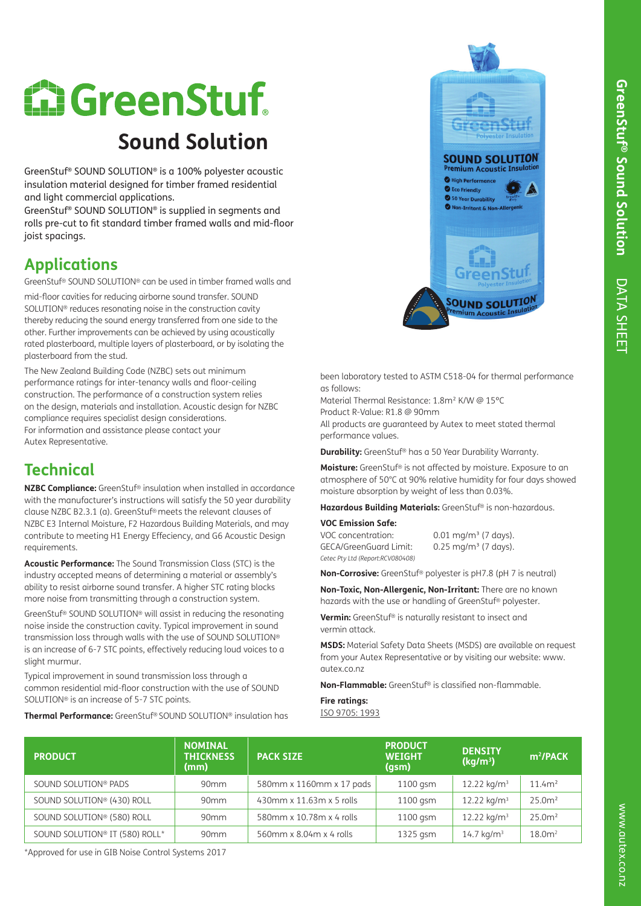# GreenStuf

## Sound Solution

GreenStuf® SOUND SOLUTION® is a 100% polyester acoustic insulation material designed for timber framed residential and light commercial applications.
GreenStuf® SOUND SOLUTION® is supplied in segments and rolls pre-cut to fit standard timber framed walls and mid-floor joist spacings.

## Applications

GreenStuf® SOUND SOLUTION® can be used in timber framed walls and mid-floor cavities for reducing airborne sound transfer. SOUND SOLUTION® reduces resonating noise in the construction cavity thereby reducing the sound energy transferred from one side to the other. Further improvements can be achieved by using acoustically rated plasterboard, multiple layers of plasterboard, or by isolating the plasterboard from the stud.

The New Zealand Building Code (NZBC) sets out minimum performance ratings for inter-tenancy walls and floor-ceiling construction. The performance of a construction system relies on the design, materials and installation. Acoustic design for NZBC compliance requires specialist design considerations. For information and assistance please contact your Autex Representative.

## Technical

**NZBC Compliance:** GreenStuf® insulation when installed in accordance with the manufacturer's instructions will satisfy the 50 year durability clause NZBC B2.3.1 (a). GreenStuf® meets the relevant clauses of NZBC E3 Internal Moisture, F2 Hazardous Building Materials, and may contribute to meeting H1 Energy Effeciency, and G6 Acoustic Design requirements.

**Acoustic Performance:** The Sound Transmission Class (STC) is the industry accepted means of determining a material or assembly's ability to resist airborne sound transfer. A higher STC rating blocks more noise from transmitting through a construction system.

GreenStuf® SOUND SOLUTION® will assist in reducing the resonating noise inside the construction cavity. Typical improvement in sound transmission loss through walls with the use of SOUND SOLUTION® is an increase of 6-7 STC points, effectively reducing loud voices to a slight murmur.

Typical improvement in sound transmission loss through a common residential mid-floor construction with the use of SOUND SOLUTION® is an increase of 5-7 STC points.

**Thermal Performance:** GreenStuf® SOUND SOLUTION® insulation has been laboratory tested to ASTM C518-04 for thermal performance as follows:

Material Thermal Resistance: 1.8m² K/W @ 15°C
Product R-Value: R1.8 @ 90mm
All products are guaranteed by Autex to meet stated thermal performance values.

**Durability:** GreenStuf® has a 50 Year Durability Warranty.

**Moisture:** GreenStuf® is not affected by moisture. Exposure to an atmosphere of 50°C at 90% relative humidity for four days showed moisture absorption by weight of less than 0.03%.

**Hazardous Building Materials:** GreenStuf® is non-hazardous.

**VOC Emission Safe:**

VOC concentration: 0.01 mg/m³ (7 days).
GECA/GreenGuard Limit: 0.25 mg/m³ (7 days).
*Cetec Pty Ltd (Report:RCV080408)*

**Non-Corrosive:** GreenStuf® polyester is pH7.8 (pH 7 is neutral)

**Non-Toxic, Non-Allergenic, Non-Irritant:** There are no known hazards with the use or handling of GreenStuf® polyester.

**Vermin:** GreenStuf® is naturally resistant to insect and vermin attack.

**MSDS:** Material Safety Data Sheets (MSDS) are available on request from your Autex Representative or by visiting our website: www.autex.co.nz

**Non-Flammable:** GreenStuf® is classified non-flammable.

**Fire ratings:**
ISO 9705: 1993

| PRODUCT | NOMINAL THICKNESS (mm) | PACK SIZE | PRODUCT WEIGHT (gsm) | DENSITY (kg/m³) | m²/PACK |
|---|---|---|---|---|---|
| SOUND SOLUTION® PADS | 90mm | 580mm x 1160mm x 17 pads | 1100 gsm | 12.22 kg/m³ | 11.4m² |
| SOUND SOLUTION® (430) ROLL | 90mm | 430mm x 11.63m x 5 rolls | 1100 gsm | 12.22 kg/m³ | 25.0m² |
| SOUND SOLUTION® (580) ROLL | 90mm | 580mm x 10.78m x 4 rolls | 1100 gsm | 12.22 kg/m³ | 25.0m² |
| SOUND SOLUTION® IT (580) ROLL* | 90mm | 560mm x 8.04m x 4 rolls | 1325 gsm | 14.7 kg/m³ | 18.0m² |

*Approved for use in GIB Noise Control Systems 2017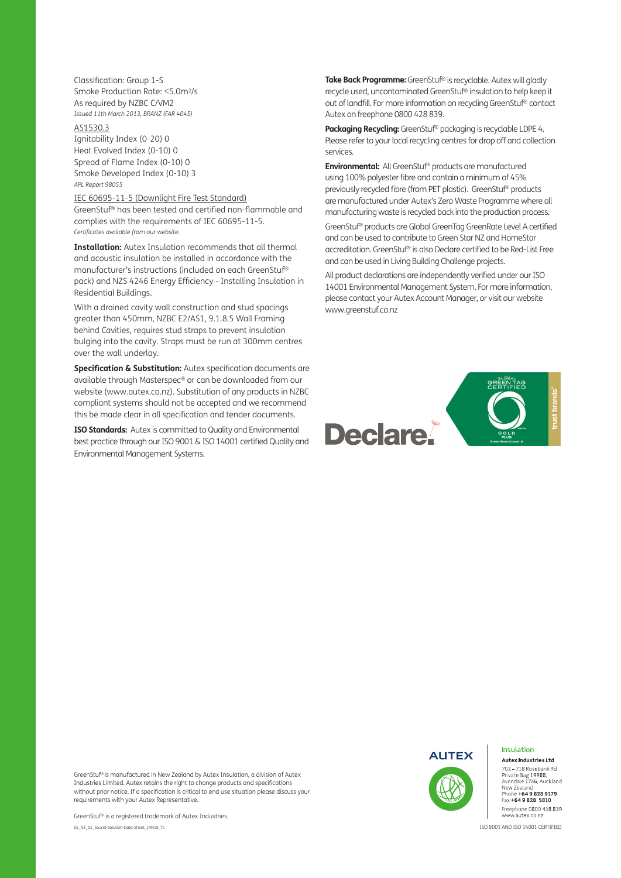Classification: Group 1-S
Smoke Production Rate: <5.0m²/s
As required by NZBC C/VM2
*Issued 11th March 2013, BRANZ (FAR 4045)*

AS1530.3
Ignitability Index (0-20) 0
Heat Evolved Index (0-10) 0
Spread of Flame Index (0-10) 0
Smoke Developed Index (0-10) 3
*APL Report 98055*

IEC 60695-11-5 (Downlight Fire Test Standard)
GreenStuf® has been tested and certified non-flammable and complies with the requirements of IEC 60695-11-5.
*Certificates available from our website.*

**Installation:** Autex Insulation recommends that all thermal and acoustic insulation be installed in accordance with the manufacturer's instructions (included on each GreenStuf® pack) and NZS 4246 Energy Efficiency - Installing Insulation in Residential Buildings.

With a drained cavity wall construction and stud spacings greater than 450mm, NZBC E2/AS1, 9.1.8.5 Wall Framing behind Cavities, requires stud straps to prevent insulation bulging into the cavity. Straps must be run at 300mm centres over the wall underlay.

**Specification & Substitution:** Autex specification documents are available through Masterspec® or can be downloaded from our website (www.autex.co.nz). Substitution of any products in NZBC compliant systems should not be accepted and we recommend this be made clear in all specification and tender documents.

**ISO Standards:** Autex is committed to Quality and Environmental best practice through our ISO 9001 & ISO 14001 certified Quality and Environmental Management Systems.

**Take Back Programme:** GreenStuf® is recyclable. Autex will gladly recycle used, uncontaminated GreenStuf® insulation to help keep it out of landfill. For more information on recycling GreenStuf® contact Autex on freephone 0800 428 839.

**Packaging Recycling:** GreenStuf® packaging is recyclable LDPE 4. Please refer to your local recycling centres for drop off and collection services.

**Environmental:** All GreenStuf® products are manufactured using 100% polyester fibre and contain a minimum of 45% previously recycled fibre (from PET plastic). GreenStuf® products are manufactured under Autex's Zero Waste Programme where all manufacturing waste is recycled back into the production process.

GreenStuf® products are Global GreenTag GreenRate Level A certified and can be used to contribute to Green Star NZ and HomeStar accreditation. GreenStuf® is also Declare certified to be Red-List Free and can be used in Living Building Challenge projects.

All product declarations are independently verified under our ISO 14001 Environmental Management System. For more information, please contact your Autex Account Manager, or visit our website www.greenstuf.co.nz

Declare.

GLOBAL GREEN TAG CERTIFIED
GOLD PLUS
GreenRate Level A
trust brands

GreenStuf® is manufactured in New Zealand by Autex Insulation, a division of Autex Industries Limited. Autex retains the right to change products and specifications without prior notice. If a specification is critical to end use situation please discuss your requirements with your Autex Representative.

GreenStuf® is a registered trademark of Autex Industries.

GS_NZ_DS_Sound-Solution-Data-Sheet_JAN18_TC

AUTEX

Insulation
**Autex Industries Ltd**
702 – 718 Rosebank Rd
Private Bag 19988,
Avondale 1746, Auckland
New Zealand
Phone **+64 9 828 9179**
Fax **+64 9 828 5810**
Freephone 0800 428 839
www.autex.co.nz

ISO 9001 AND ISO 14001 CERTIFIED